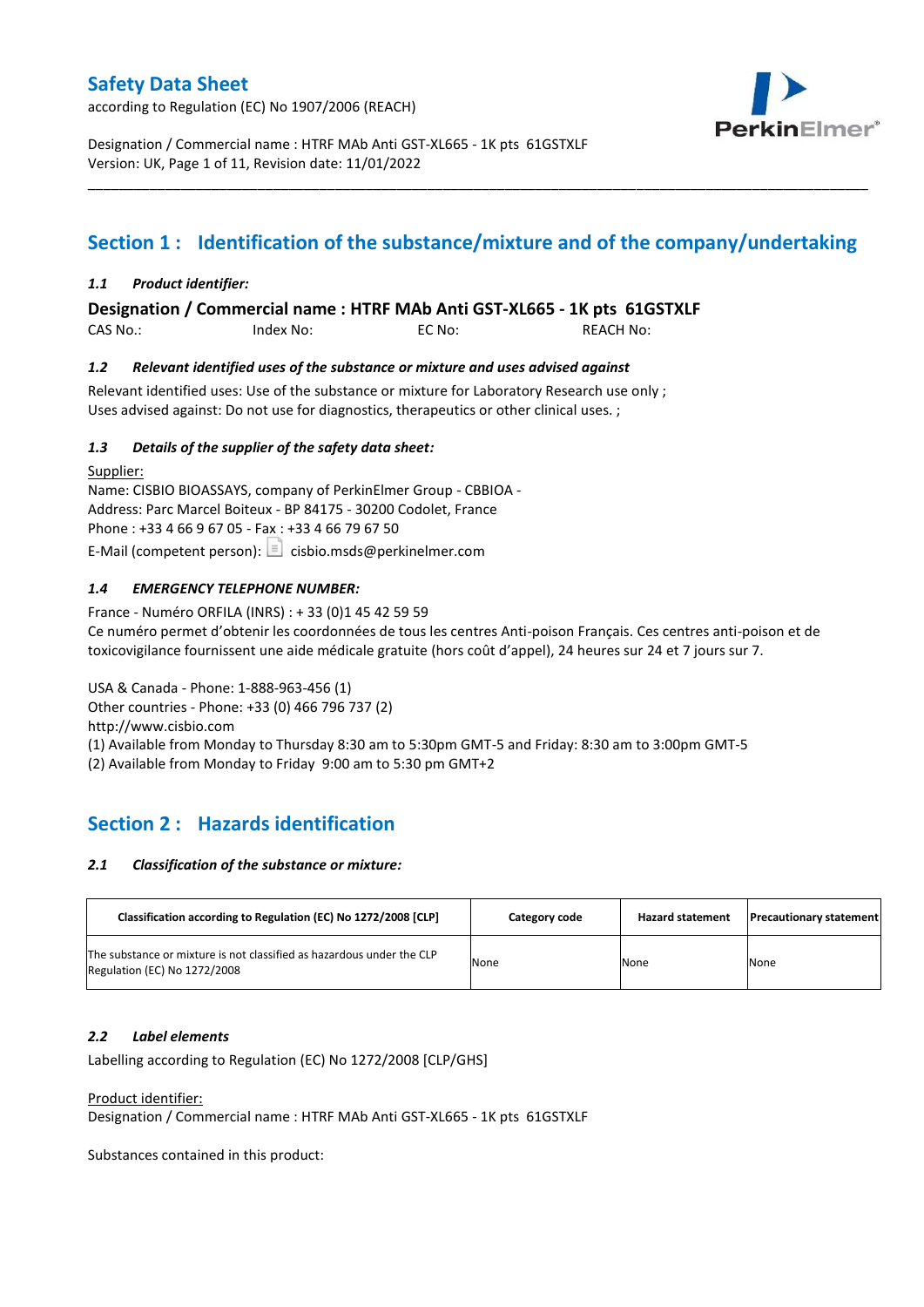# Safety Data Sheet

according to Regulation (EC) No 1907/2006 (REACH)

Designation / Commercial name : HTRF MAb Anti GST-XL665 - 1K pts 61GSTXLF
Version: UK, Page 1 of 11, Revision date: 11/01/2022

## Section 1 : Identification of the substance/mixture and of the company/undertaking

### *1.1 Product identifier:*

**Designation / Commercial name : HTRF MAb Anti GST-XL665 - 1K pts 61GSTXLF**

CAS No.: Index No: EC No: REACH No:

### *1.2 Relevant identified uses of the substance or mixture and uses advised against*

Relevant identified uses: Use of the substance or mixture for Laboratory Research use only ;
Uses advised against: Do not use for diagnostics, therapeutics or other clinical uses. ;

### *1.3 Details of the supplier of the safety data sheet:*

Supplier:
Name: CISBIO BIOASSAYS, company of PerkinElmer Group - CBBIOA -
Address: Parc Marcel Boiteux - BP 84175 - 30200 Codolet, France
Phone : +33 4 66 9 67 05 - Fax : +33 4 66 79 67 50
E-Mail (competent person): cisbio.msds@perkinelmer.com

### *1.4 EMERGENCY TELEPHONE NUMBER:*

France - Numéro ORFILA (INRS) : + 33 (0)1 45 42 59 59
Ce numéro permet d'obtenir les coordonnées de tous les centres Anti-poison Français. Ces centres anti-poison et de toxicovigilance fournissent une aide médicale gratuite (hors coût d'appel), 24 heures sur 24 et 7 jours sur 7.

USA & Canada - Phone: 1-888-963-456 (1)
Other countries - Phone: +33 (0) 466 796 737 (2)
http://www.cisbio.com
(1) Available from Monday to Thursday 8:30 am to 5:30pm GMT-5 and Friday: 8:30 am to 3:00pm GMT-5
(2) Available from Monday to Friday 9:00 am to 5:30 pm GMT+2

## Section 2 : Hazards identification

### *2.1 Classification of the substance or mixture:*

| Classification according to Regulation (EC) No 1272/2008 [CLP] | Category code | Hazard statement | Precautionary statement |
|---|---|---|---|
| The substance or mixture is not classified as hazardous under the CLP Regulation (EC) No 1272/2008 | None | None | None |

### *2.2 Label elements*

Labelling according to Regulation (EC) No 1272/2008 [CLP/GHS]

Product identifier:
Designation / Commercial name : HTRF MAb Anti GST-XL665 - 1K pts 61GSTXLF

Substances contained in this product: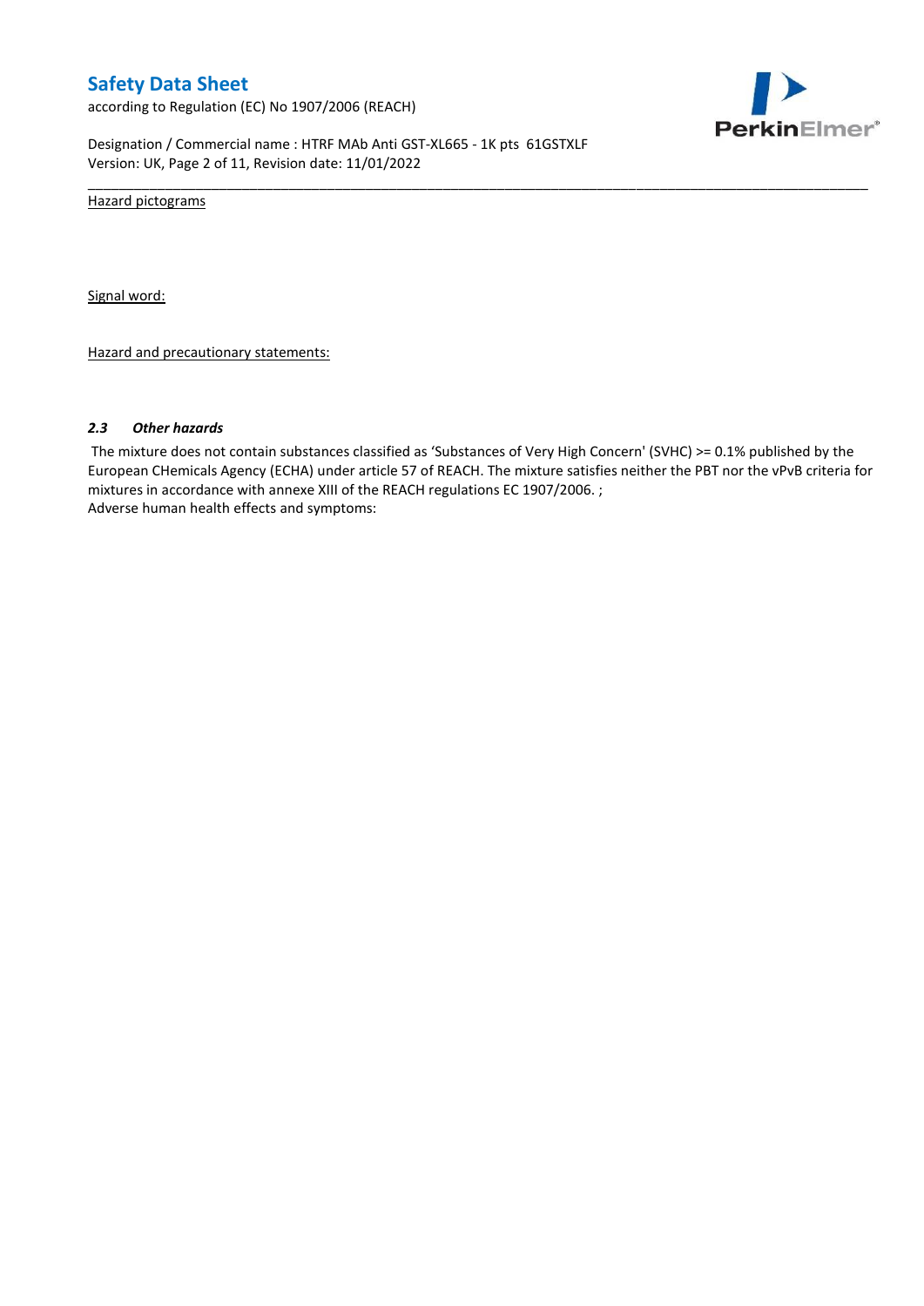Hazard pictograms

Signal word:

Hazard and precautionary statements:

### *2.3 Other hazards*

The mixture does not contain substances classified as 'Substances of Very High Concern' (SVHC) >= 0.1% published by the European CHemicals Agency (ECHA) under article 57 of REACH. The mixture satisfies neither the PBT nor the vPvB criteria for mixtures in accordance with annexe XIII of the REACH regulations EC 1907/2006. ;
Adverse human health effects and symptoms: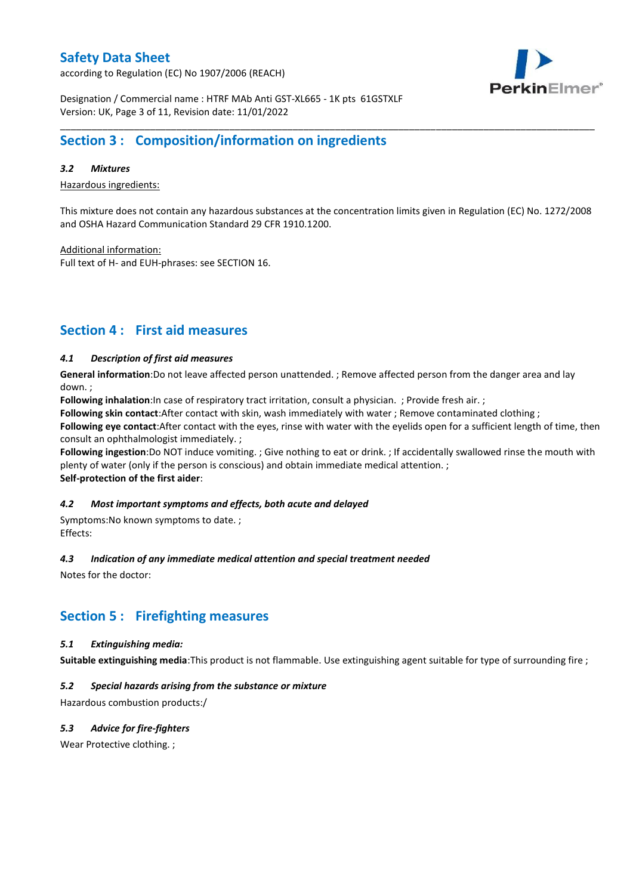## Section 3 : Composition/information on ingredients

### *3.2 Mixtures*

Hazardous ingredients:

This mixture does not contain any hazardous substances at the concentration limits given in Regulation (EC) No. 1272/2008 and OSHA Hazard Communication Standard 29 CFR 1910.1200.

Additional information:
Full text of H- and EUH-phrases: see SECTION 16.

## Section 4 : First aid measures

### *4.1 Description of first aid measures*

**General information**:Do not leave affected person unattended. ; Remove affected person from the danger area and lay down. ;
**Following inhalation**:In case of respiratory tract irritation, consult a physician. ; Provide fresh air. ;
**Following skin contact**:After contact with skin, wash immediately with water ; Remove contaminated clothing ;
**Following eye contact**:After contact with the eyes, rinse with water with the eyelids open for a sufficient length of time, then consult an ophthalmologist immediately. ;
**Following ingestion**:Do NOT induce vomiting. ; Give nothing to eat or drink. ; If accidentally swallowed rinse the mouth with plenty of water (only if the person is conscious) and obtain immediate medical attention. ;
**Self-protection of the first aider**:

### *4.2 Most important symptoms and effects, both acute and delayed*

Symptoms:No known symptoms to date. ;
Effects:

### *4.3 Indication of any immediate medical attention and special treatment needed*

Notes for the doctor:

## Section 5 : Firefighting measures

### *5.1 Extinguishing media:*

**Suitable extinguishing media**:This product is not flammable. Use extinguishing agent suitable for type of surrounding fire ;

### *5.2 Special hazards arising from the substance or mixture*

Hazardous combustion products:/

### *5.3 Advice for fire-fighters*

Wear Protective clothing. ;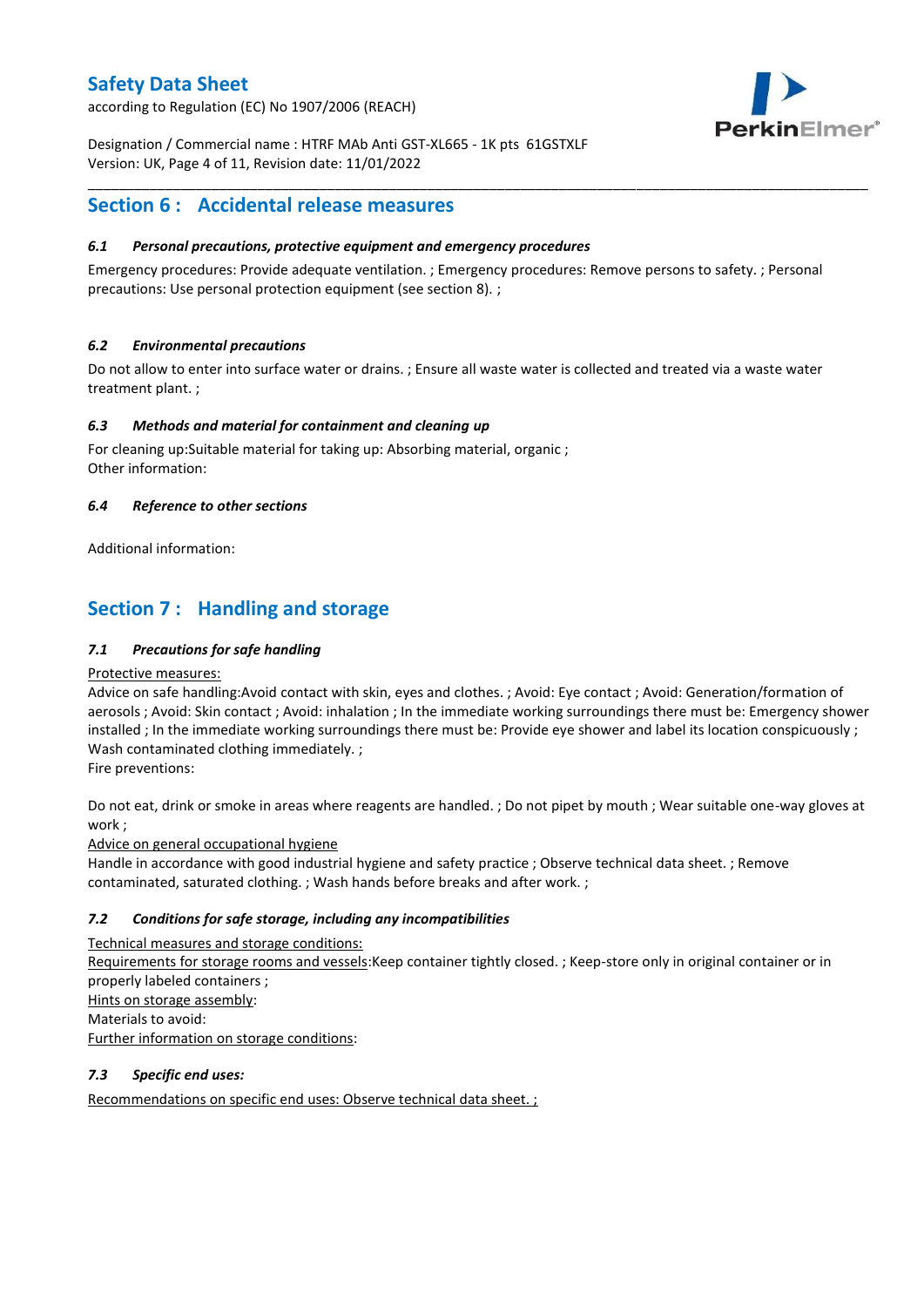## Section 6 : Accidental release measures

### *6.1 Personal precautions, protective equipment and emergency procedures*

Emergency procedures: Provide adequate ventilation. ; Emergency procedures: Remove persons to safety. ; Personal precautions: Use personal protection equipment (see section 8). ;

### *6.2 Environmental precautions*

Do not allow to enter into surface water or drains. ; Ensure all waste water is collected and treated via a waste water treatment plant. ;

### *6.3 Methods and material for containment and cleaning up*

For cleaning up:Suitable material for taking up: Absorbing material, organic ;
Other information:

### *6.4 Reference to other sections*

Additional information:

## Section 7 : Handling and storage

### *7.1 Precautions for safe handling*

Protective measures:
Advice on safe handling:Avoid contact with skin, eyes and clothes. ; Avoid: Eye contact ; Avoid: Generation/formation of aerosols ; Avoid: Skin contact ; Avoid: inhalation ; In the immediate working surroundings there must be: Emergency shower installed ; In the immediate working surroundings there must be: Provide eye shower and label its location conspicuously ; Wash contaminated clothing immediately. ;
Fire preventions:

Do not eat, drink or smoke in areas where reagents are handled. ; Do not pipet by mouth ; Wear suitable one-way gloves at work ;
Advice on general occupational hygiene
Handle in accordance with good industrial hygiene and safety practice ; Observe technical data sheet. ; Remove contaminated, saturated clothing. ; Wash hands before breaks and after work. ;

### *7.2 Conditions for safe storage, including any incompatibilities*

Technical measures and storage conditions:
Requirements for storage rooms and vessels:Keep container tightly closed. ; Keep-store only in original container or in properly labeled containers ;
Hints on storage assembly:
Materials to avoid:
Further information on storage conditions:

### *7.3 Specific end uses:*

Recommendations on specific end uses: Observe technical data sheet. ;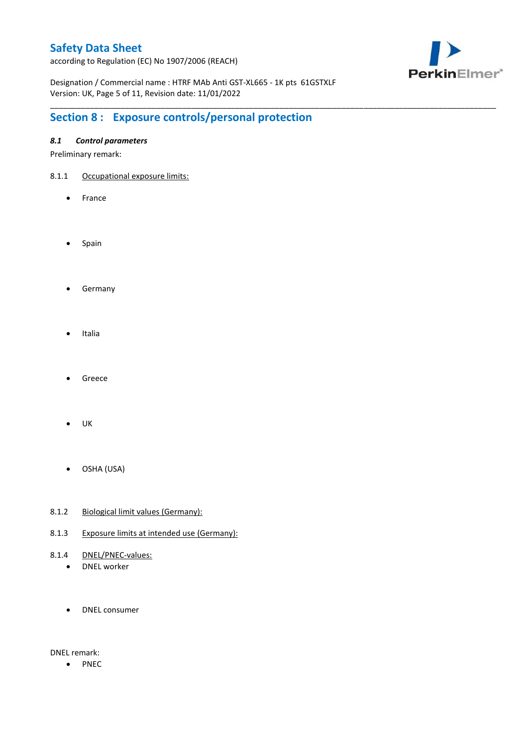## Section 8 : Exposure controls/personal protection

### *8.1 Control parameters*

Preliminary remark:

8.1.1 Occupational exposure limits:

- France
- Spain
- Germany
- Italia
- Greece
- UK
- OSHA (USA)

8.1.2 Biological limit values (Germany):

8.1.3 Exposure limits at intended use (Germany):

8.1.4 DNEL/PNEC-values:

- DNEL worker
- DNEL consumer

DNEL remark:

- PNEC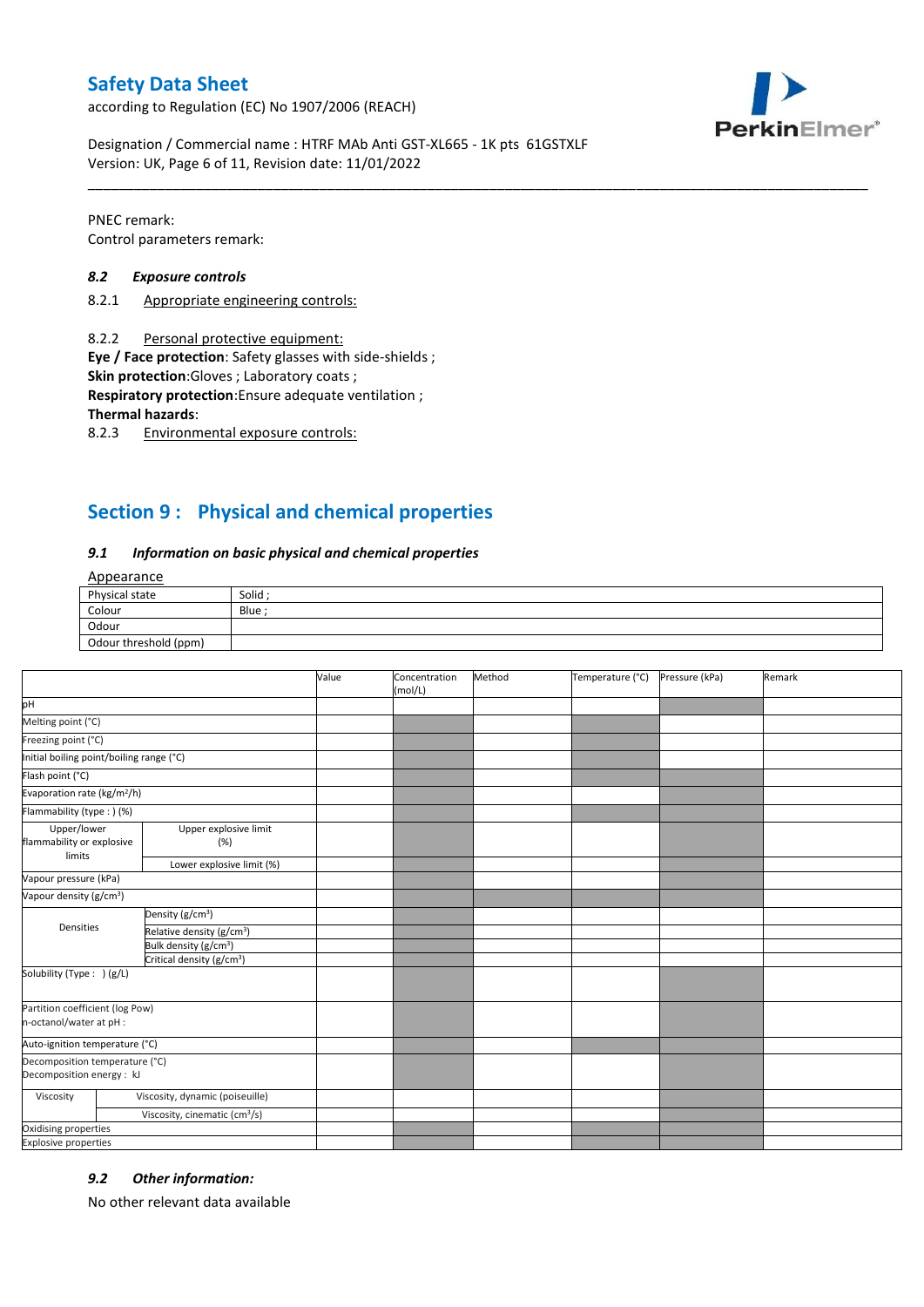PNEC remark:
Control parameters remark:

### 8.2 *Exposure controls*

8.2.1 Appropriate engineering controls:

8.2.2 Personal protective equipment:

**Eye / Face protection**: Safety glasses with side-shields ;
**Skin protection**:Gloves ; Laboratory coats ;
**Respiratory protection**:Ensure adequate ventilation ;
**Thermal hazards**:

8.2.3 Environmental exposure controls:

## Section 9 : Physical and chemical properties

### 9.1 *Information on basic physical and chemical properties*

Appearance

| Physical state | Solid ; |
|---|---|
| Colour | Blue ; |
| Odour | |
| Odour threshold (ppm) | |

| | | Value | Concentration (mol/L) | Method | Temperature (°C) | Pressure (kPa) | Remark |
|---|---|---|---|---|---|---|---|
| pH | | | | | | | |
| Melting point (°C) | | | | | | | |
| Freezing point (°C) | | | | | | | |
| Initial boiling point/boiling range (°C) | | | | | | | |
| Flash point (°C) | | | | | | | |
| Evaporation rate (kg/m²/h) | | | | | | | |
| Flammability (type : ) (%) | | | | | | | |
| Upper/lower flammability or explosive limits | Upper explosive limit (%) | | | | | | |
| | Lower explosive limit (%) | | | | | | |
| Vapour pressure (kPa) | | | | | | | |
| Vapour density (g/cm³) | | | | | | | |
| Densities | Density (g/cm³) | | | | | | |
| | Relative density (g/cm³) | | | | | | |
| | Bulk density (g/cm³) | | | | | | |
| | Critical density (g/cm³) | | | | | | |
| Solubility (Type : ) (g/L) | | | | | | | |
| Partition coefficient (log Pow) n-octanol/water at pH : | | | | | | | |
| Auto-ignition temperature (°C) | | | | | | | |
| Decomposition temperature (°C) Decomposition energy : kJ | | | | | | | |
| Viscosity | Viscosity, dynamic (poiseuille) | | | | | | |
| | Viscosity, cinematic (cm³/s) | | | | | | |
| Oxidising properties | | | | | | | |
| Explosive properties | | | | | | | |

### 9.2 *Other information:*

No other relevant data available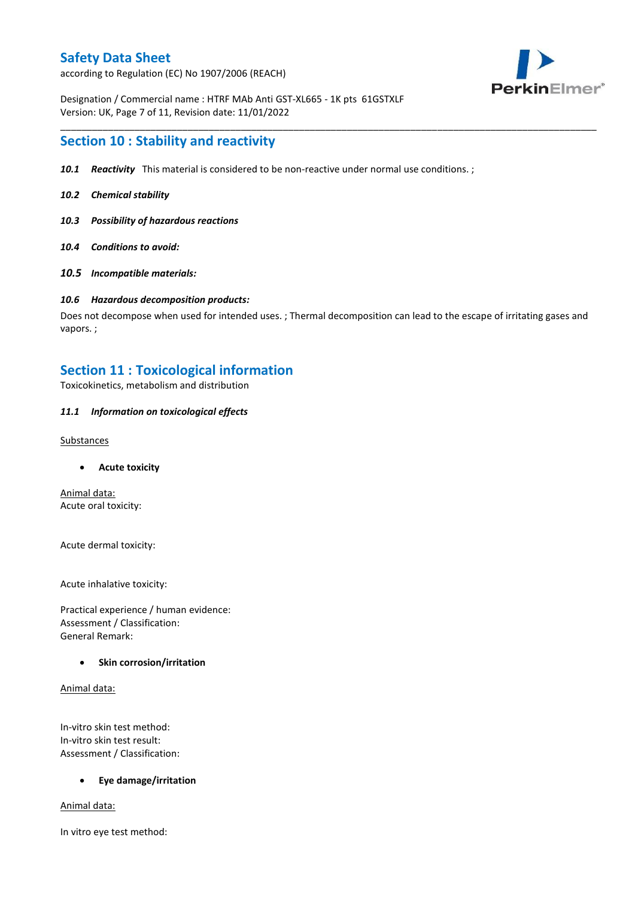## Section 10 : Stability and reactivity

***10.1 Reactivity*** This material is considered to be non-reactive under normal use conditions. ;

***10.2 Chemical stability***

***10.3 Possibility of hazardous reactions***

***10.4 Conditions to avoid:***

***10.5 Incompatible materials:***

***10.6 Hazardous decomposition products:***

Does not decompose when used for intended uses. ; Thermal decomposition can lead to the escape of irritating gases and vapors. ;

## Section 11 : Toxicological information

Toxicokinetics, metabolism and distribution

***11.1 Information on toxicological effects***

Substances

- **Acute toxicity**

Animal data:
Acute oral toxicity:

Acute dermal toxicity:

Acute inhalative toxicity:

Practical experience / human evidence:
Assessment / Classification:
General Remark:

- **Skin corrosion/irritation**

Animal data:

In-vitro skin test method:
In-vitro skin test result:
Assessment / Classification:

- **Eye damage/irritation**

Animal data:

In vitro eye test method: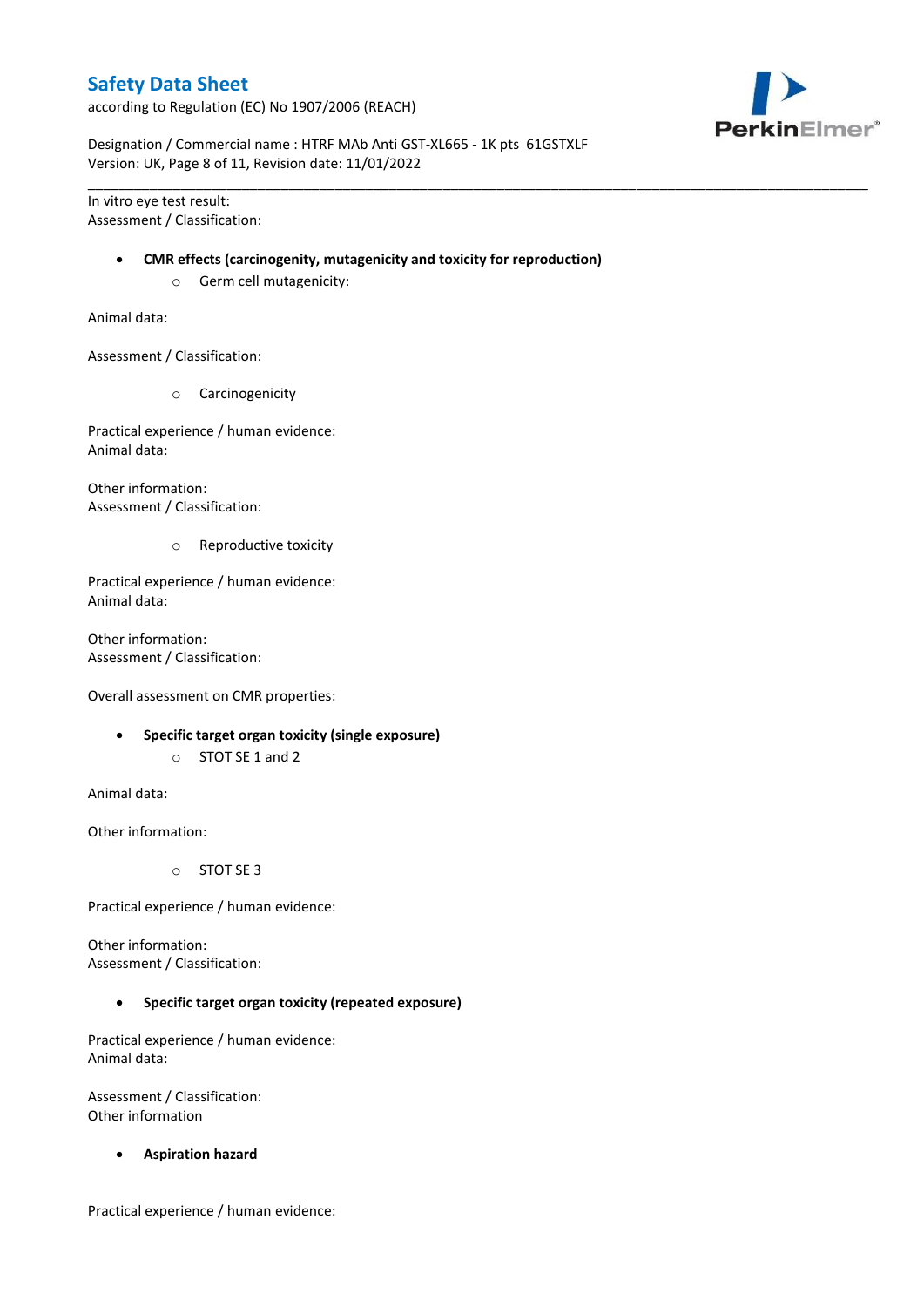In vitro eye test result:
Assessment / Classification:

- **CMR effects (carcinogenity, mutagenicity and toxicity for reproduction)**
  - Germ cell mutagenicity:

Animal data:

Assessment / Classification:

  - Carcinogenicity

Practical experience / human evidence:
Animal data:

Other information:
Assessment / Classification:

  - Reproductive toxicity

Practical experience / human evidence:
Animal data:

Other information:
Assessment / Classification:

Overall assessment on CMR properties:

- **Specific target organ toxicity (single exposure)**
  - STOT SE 1 and 2

Animal data:

Other information:

  - STOT SE 3

Practical experience / human evidence:

Other information:
Assessment / Classification:

- **Specific target organ toxicity (repeated exposure)**

Practical experience / human evidence:
Animal data:

Assessment / Classification:
Other information

- **Aspiration hazard**

Practical experience / human evidence: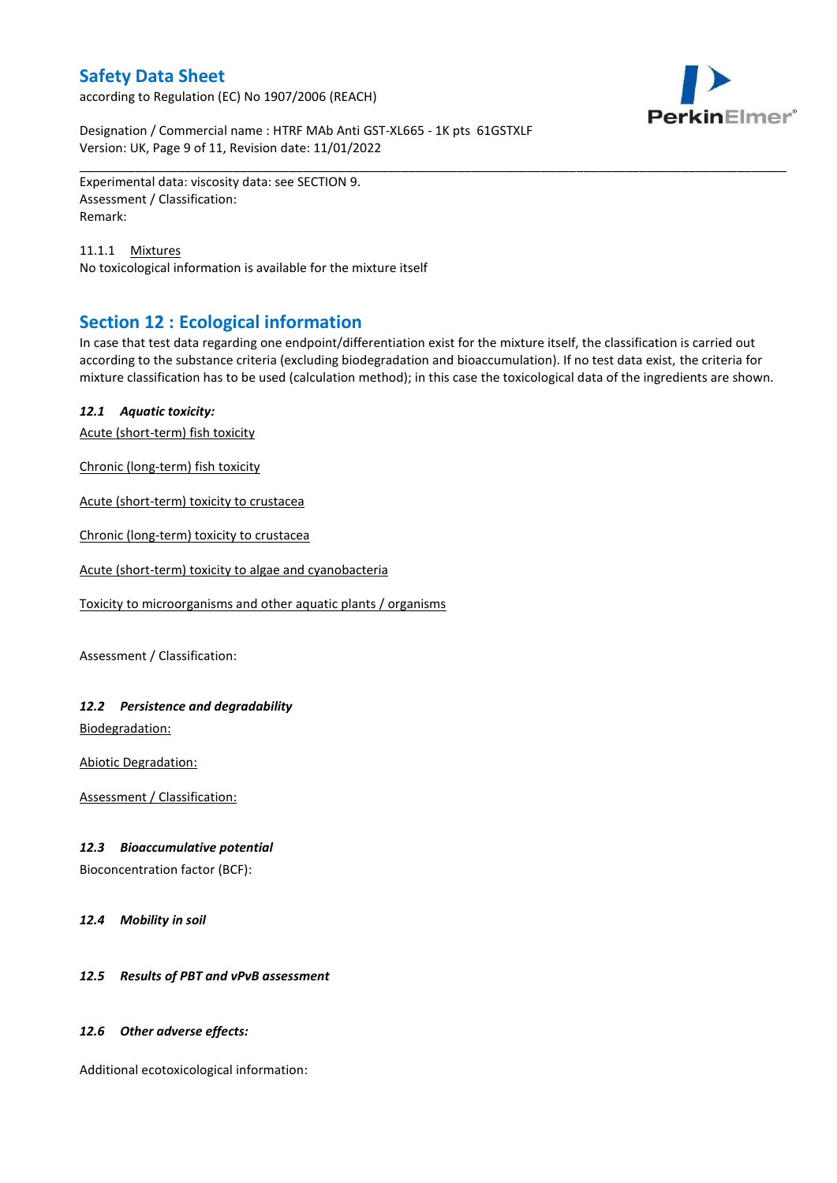Experimental data: viscosity data: see SECTION 9.
Assessment / Classification:
Remark:

11.1.1 Mixtures
No toxicological information is available for the mixture itself

## Section 12 : Ecological information

In case that test data regarding one endpoint/differentiation exist for the mixture itself, the classification is carried out according to the substance criteria (excluding biodegradation and bioaccumulation). If no test data exist, the criteria for mixture classification has to be used (calculation method); in this case the toxicological data of the ingredients are shown.

### *12.1 Aquatic toxicity:*

Acute (short-term) fish toxicity

Chronic (long-term) fish toxicity

Acute (short-term) toxicity to crustacea

Chronic (long-term) toxicity to crustacea

Acute (short-term) toxicity to algae and cyanobacteria

Toxicity to microorganisms and other aquatic plants / organisms

Assessment / Classification:

### *12.2 Persistence and degradability*

Biodegradation:

Abiotic Degradation:

Assessment / Classification:

### *12.3 Bioaccumulative potential*

Bioconcentration factor (BCF):

### *12.4 Mobility in soil*

### *12.5 Results of PBT and vPvB assessment*

### *12.6 Other adverse effects:*

Additional ecotoxicological information: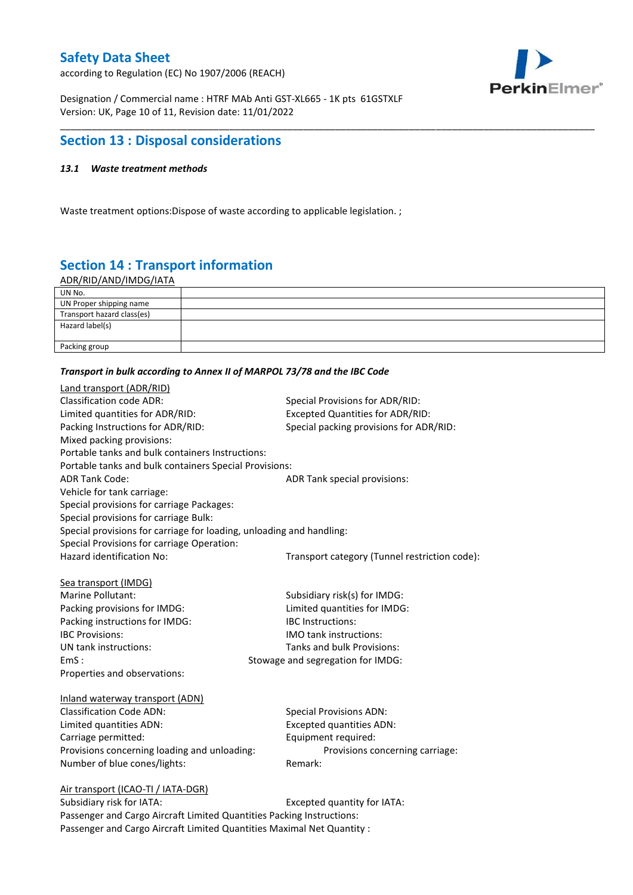## Section 13 : Disposal considerations

*13.1 Waste treatment methods*

Waste treatment options:Dispose of waste according to applicable legislation. ;

## Section 14 : Transport information

ADR/RID/AND/IMDG/IATA

| UN No. | |
|---|---|
| UN Proper shipping name | |
| Transport hazard class(es) | |
| Hazard label(s) | |
| Packing group | |

***Transport in bulk according to Annex II of MARPOL 73/78 and the IBC Code***

Land transport (ADR/RID)

Classification code ADR:
Special Provisions for ADR/RID:
Limited quantities for ADR/RID:
Excepted Quantities for ADR/RID:
Packing Instructions for ADR/RID:
Special packing provisions for ADR/RID:
Mixed packing provisions:
Portable tanks and bulk containers Instructions:
Portable tanks and bulk containers Special Provisions:
ADR Tank Code:
ADR Tank special provisions:
Vehicle for tank carriage:
Special provisions for carriage Packages:
Special provisions for carriage Bulk:
Special provisions for carriage for loading, unloading and handling:
Special Provisions for carriage Operation:
Hazard identification No:
Transport category (Tunnel restriction code):

Sea transport (IMDG)

Marine Pollutant:
Subsidiary risk(s) for IMDG:
Packing provisions for IMDG:
Limited quantities for IMDG:
Packing instructions for IMDG:
IBC Instructions:
IBC Provisions:
IMO tank instructions:
UN tank instructions:
Tanks and bulk Provisions:
EmS :
Stowage and segregation for IMDG:
Properties and observations:

Inland waterway transport (ADN)

Classification Code ADN:
Special Provisions ADN:
Limited quantities ADN:
Excepted quantities ADN:
Carriage permitted:
Equipment required:
Provisions concerning loading and unloading:
Provisions concerning carriage:
Number of blue cones/lights:
Remark:

Air transport (ICAO-TI / IATA-DGR)

Subsidiary risk for IATA:
Excepted quantity for IATA:
Passenger and Cargo Aircraft Limited Quantities Packing Instructions:
Passenger and Cargo Aircraft Limited Quantities Maximal Net Quantity :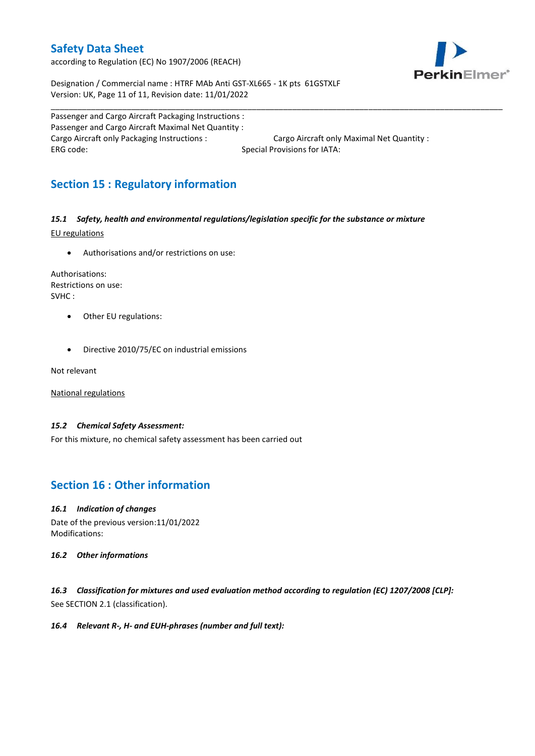Passenger and Cargo Aircraft Packaging Instructions :
Passenger and Cargo Aircraft Maximal Net Quantity :
Cargo Aircraft only Packaging Instructions : Cargo Aircraft only Maximal Net Quantity :
ERG code: Special Provisions for IATA:

## Section 15 : Regulatory information

### *15.1 Safety, health and environmental regulations/legislation specific for the substance or mixture*

EU regulations

- Authorisations and/or restrictions on use:

Authorisations:
Restrictions on use:
SVHC :

- Other EU regulations:

- Directive 2010/75/EC on industrial emissions

Not relevant

National regulations

### *15.2 Chemical Safety Assessment:*

For this mixture, no chemical safety assessment has been carried out

## Section 16 : Other information

### *16.1 Indication of changes*

Date of the previous version:11/01/2022
Modifications:

### *16.2 Other informations*

### *16.3 Classification for mixtures and used evaluation method according to regulation (EC) 1207/2008 [CLP]:*

See SECTION 2.1 (classification).

### *16.4 Relevant R-, H- and EUH-phrases (number and full text):*